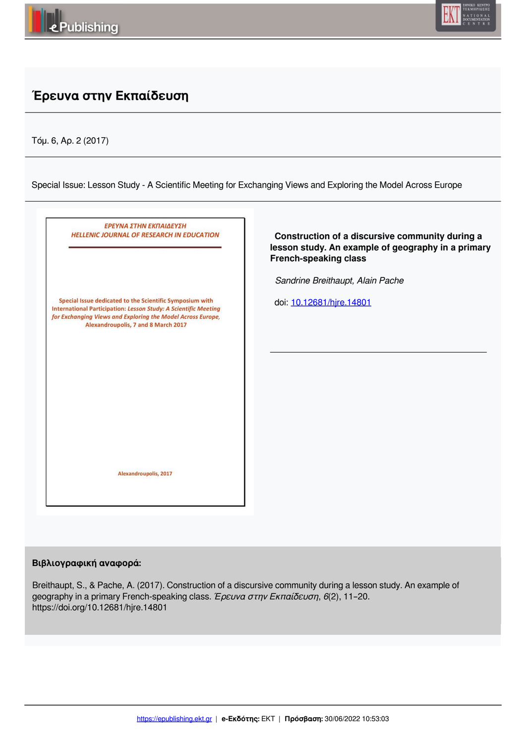# Έρευνα στην Εκπαίδευση

Τόμ. 6, Αρ. 2 (2017)

Special Issue: Lesson Study - A Scientific Meeting for Exchanging Views and Exploring the Model Across Europe

ΕΡΕΥΝΑ ΣΤΗΝ ΕΚΠΑΙΔΕΥΣΗ
HELLENIC JOURNAL OF RESEARCH IN EDUCATION

Special Issue dedicated to the Scientific Symposium with International Participation: *Lesson Study: A Scientific Meeting for Exchanging Views and Exploring the Model Across Europe,* Alexandroupolis, 7 and 8 March 2017

Alexandroupolis, 2017

**Construction of a discursive community during a lesson study. An example of geography in a primary French-speaking class**

*Sandrine Breithaupt, Alain Pache*

doi: 10.12681/hjre.14801

**Βιβλιογραφική αναφορά:**

Breithaupt, S., & Pache, A. (2017). Construction of a discursive community during a lesson study. An example of geography in a primary French-speaking class. *Έρευνα στην Εκπαίδευση*, *6*(2), 11–20. https://doi.org/10.12681/hjre.14801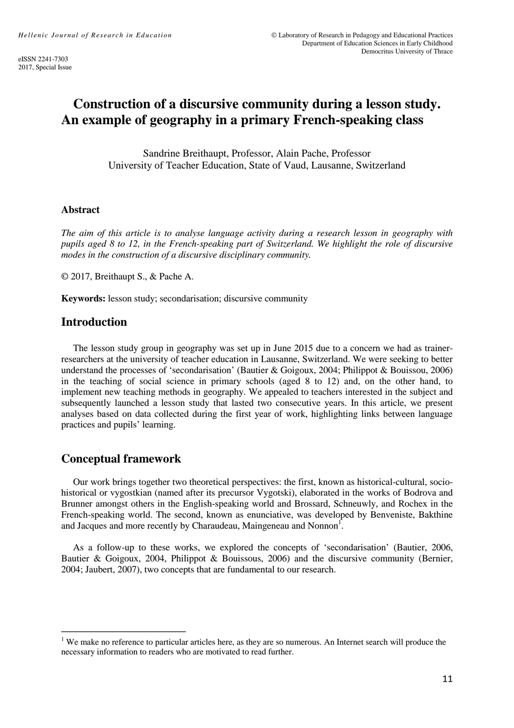# Construction of a discursive community during a lesson study. An example of geography in a primary French-speaking class

Sandrine Breithaupt, Professor, Alain Pache, Professor
University of Teacher Education, State of Vaud, Lausanne, Switzerland

## Abstract

*The aim of this article is to analyse language activity during a research lesson in geography with pupils aged 8 to 12, in the French-speaking part of Switzerland. We highlight the role of discursive modes in the construction of a discursive disciplinary community.*

© 2017, Breithaupt S., & Pache A.

**Keywords:** lesson study; secondarisation; discursive community

## Introduction

The lesson study group in geography was set up in June 2015 due to a concern we had as trainer-researchers at the university of teacher education in Lausanne, Switzerland. We were seeking to better understand the processes of 'secondarisation' (Bautier & Goigoux, 2004; Philippot & Bouissou, 2006) in the teaching of social science in primary schools (aged 8 to 12) and, on the other hand, to implement new teaching methods in geography. We appealed to teachers interested in the subject and subsequently launched a lesson study that lasted two consecutive years. In this article, we present analyses based on data collected during the first year of work, highlighting links between language practices and pupils' learning.

## Conceptual framework

Our work brings together two theoretical perspectives: the first, known as historical-cultural, socio-historical or vygostkian (named after its precursor Vygotski), elaborated in the works of Bodrova and Brunner amongst others in the English-speaking world and Brossard, Schneuwly, and Rochex in the French-speaking world. The second, known as enunciative, was developed by Benveniste, Bakthine and Jacques and more recently by Charaudeau, Maingeneau and Nonnon[1].

As a follow-up to these works, we explored the concepts of 'secondarisation' (Bautier, 2006, Bautier & Goigoux, 2004, Philippot & Bouissous, 2006) and the discursive community (Bernier, 2004; Jaubert, 2007), two concepts that are fundamental to our research.

---

[1] We make no reference to particular articles here, as they are so numerous. An Internet search will produce the necessary information to readers who are motivated to read further.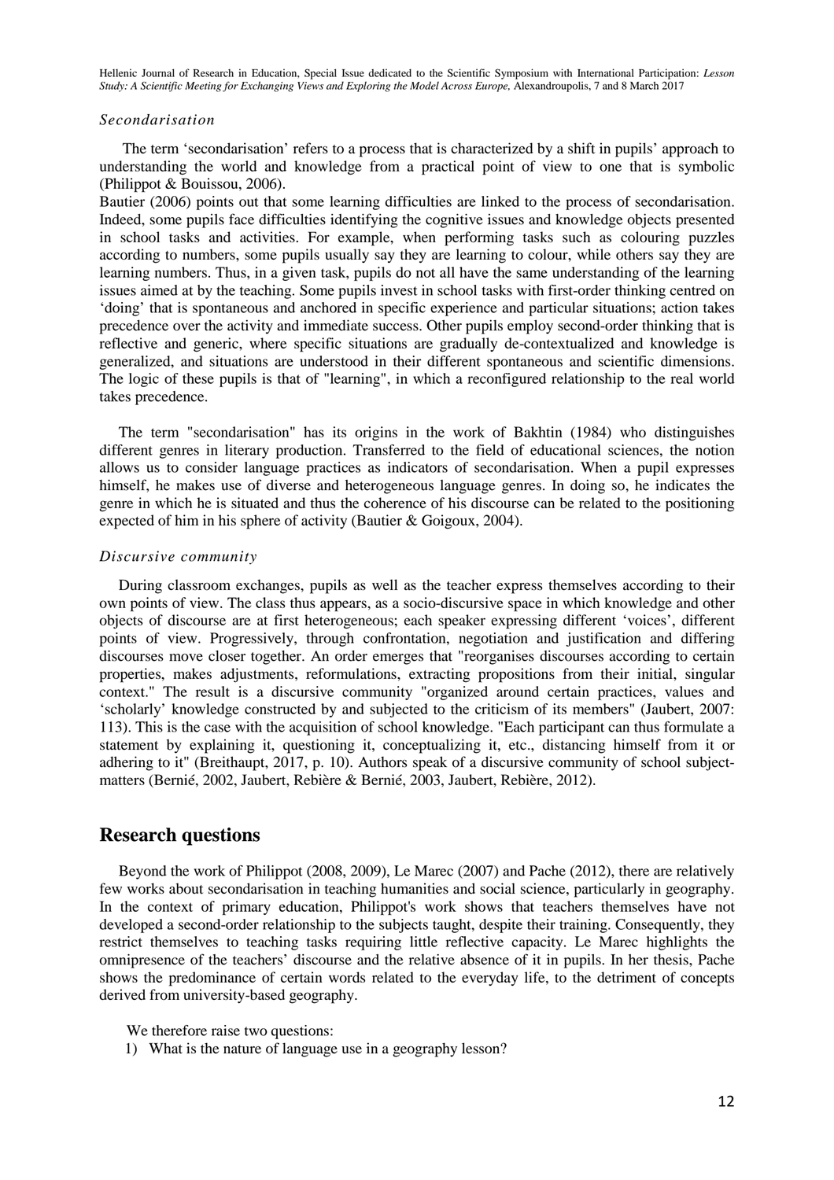### *Secondarisation*

The term 'secondarisation' refers to a process that is characterized by a shift in pupils' approach to understanding the world and knowledge from a practical point of view to one that is symbolic (Philippot & Bouissou, 2006).

Bautier (2006) points out that some learning difficulties are linked to the process of secondarisation. Indeed, some pupils face difficulties identifying the cognitive issues and knowledge objects presented in school tasks and activities. For example, when performing tasks such as colouring puzzles according to numbers, some pupils usually say they are learning to colour, while others say they are learning numbers. Thus, in a given task, pupils do not all have the same understanding of the learning issues aimed at by the teaching. Some pupils invest in school tasks with first-order thinking centred on 'doing' that is spontaneous and anchored in specific experience and particular situations; action takes precedence over the activity and immediate success. Other pupils employ second-order thinking that is reflective and generic, where specific situations are gradually de-contextualized and knowledge is generalized, and situations are understood in their different spontaneous and scientific dimensions. The logic of these pupils is that of "learning", in which a reconfigured relationship to the real world takes precedence.

The term "secondarisation" has its origins in the work of Bakhtin (1984) who distinguishes different genres in literary production. Transferred to the field of educational sciences, the notion allows us to consider language practices as indicators of secondarisation. When a pupil expresses himself, he makes use of diverse and heterogeneous language genres. In doing so, he indicates the genre in which he is situated and thus the coherence of his discourse can be related to the positioning expected of him in his sphere of activity (Bautier & Goigoux, 2004).

### *Discursive community*

During classroom exchanges, pupils as well as the teacher express themselves according to their own points of view. The class thus appears, as a socio-discursive space in which knowledge and other objects of discourse are at first heterogeneous; each speaker expressing different 'voices', different points of view. Progressively, through confrontation, negotiation and justification and differing discourses move closer together. An order emerges that "reorganises discourses according to certain properties, makes adjustments, reformulations, extracting propositions from their initial, singular context." The result is a discursive community "organized around certain practices, values and 'scholarly' knowledge constructed by and subjected to the criticism of its members" (Jaubert, 2007: 113). This is the case with the acquisition of school knowledge. "Each participant can thus formulate a statement by explaining it, questioning it, conceptualizing it, etc., distancing himself from it or adhering to it" (Breithaupt, 2017, p. 10). Authors speak of a discursive community of school subject-matters (Bernié, 2002, Jaubert, Rebière & Bernié, 2003, Jaubert, Rebière, 2012).

## Research questions

Beyond the work of Philippot (2008, 2009), Le Marec (2007) and Pache (2012), there are relatively few works about secondarisation in teaching humanities and social science, particularly in geography. In the context of primary education, Philippot's work shows that teachers themselves have not developed a second-order relationship to the subjects taught, despite their training. Consequently, they restrict themselves to teaching tasks requiring little reflective capacity. Le Marec highlights the omnipresence of the teachers' discourse and the relative absence of it in pupils. In her thesis, Pache shows the predominance of certain words related to the everyday life, to the detriment of concepts derived from university-based geography.

We therefore raise two questions:

1) What is the nature of language use in a geography lesson?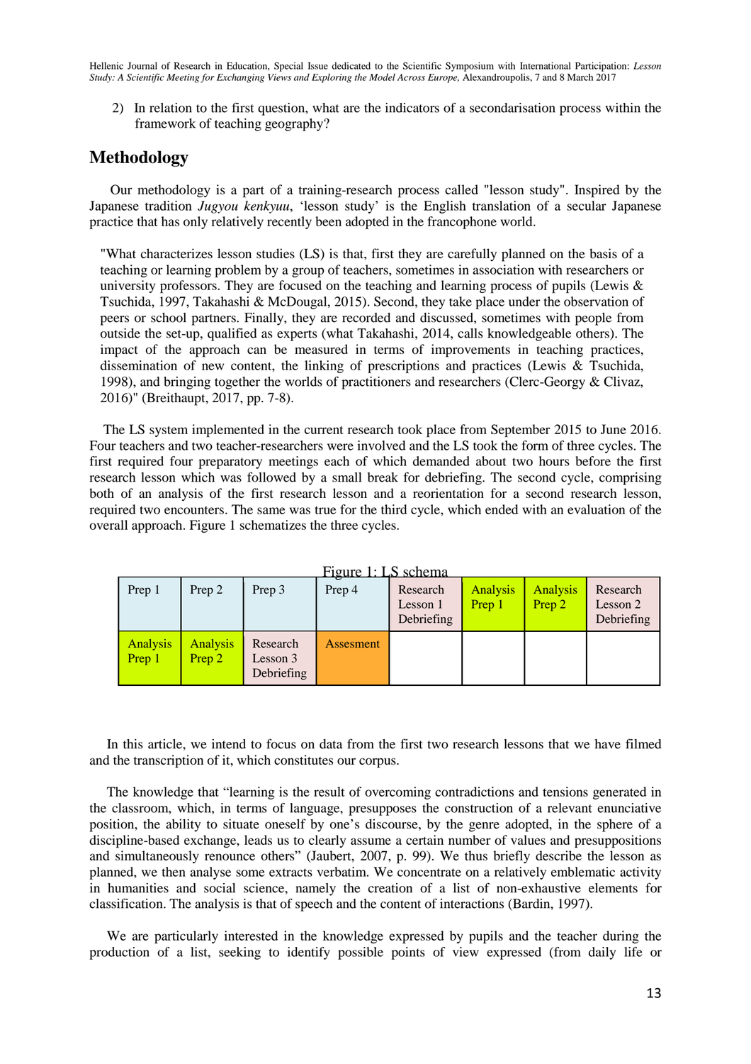2) In relation to the first question, what are the indicators of a secondarisation process within the framework of teaching geography?

## Methodology

Our methodology is a part of a training-research process called "lesson study". Inspired by the Japanese tradition *Jugyou kenkyuu*, 'lesson study' is the English translation of a secular Japanese practice that has only relatively recently been adopted in the francophone world.

> "What characterizes lesson studies (LS) is that, first they are carefully planned on the basis of a teaching or learning problem by a group of teachers, sometimes in association with researchers or university professors. They are focused on the teaching and learning process of pupils (Lewis & Tsuchida, 1997, Takahashi & McDougal, 2015). Second, they take place under the observation of peers or school partners. Finally, they are recorded and discussed, sometimes with people from outside the set-up, qualified as experts (what Takahashi, 2014, calls knowledgeable others). The impact of the approach can be measured in terms of improvements in teaching practices, dissemination of new content, the linking of prescriptions and practices (Lewis & Tsuchida, 1998), and bringing together the worlds of practitioners and researchers (Clerc-Georgy & Clivaz, 2016)" (Breithaupt, 2017, pp. 7-8).

The LS system implemented in the current research took place from September 2015 to June 2016. Four teachers and two teacher-researchers were involved and the LS took the form of three cycles. The first required four preparatory meetings each of which demanded about two hours before the first research lesson which was followed by a small break for debriefing. The second cycle, comprising both of an analysis of the first research lesson and a reorientation for a second research lesson, required two encounters. The same was true for the third cycle, which ended with an evaluation of the overall approach. Figure 1 schematizes the three cycles.

Figure 1: LS schema

| Prep 1 | Prep 2 | Prep 3 | Prep 4 | Research Lesson 1 Debriefing | Analysis Prep 1 | Analysis Prep 2 | Research Lesson 2 Debriefing |
|---|---|---|---|---|---|---|---|
| Analysis Prep 1 | Analysis Prep 2 | Research Lesson 3 Debriefing | Assesment | | | | |

In this article, we intend to focus on data from the first two research lessons that we have filmed and the transcription of it, which constitutes our corpus.

The knowledge that "learning is the result of overcoming contradictions and tensions generated in the classroom, which, in terms of language, presupposes the construction of a relevant enunciative position, the ability to situate oneself by one's discourse, by the genre adopted, in the sphere of a discipline-based exchange, leads us to clearly assume a certain number of values and presuppositions and simultaneously renounce others" (Jaubert, 2007, p. 99). We thus briefly describe the lesson as planned, we then analyse some extracts verbatim. We concentrate on a relatively emblematic activity in humanities and social science, namely the creation of a list of non-exhaustive elements for classification. The analysis is that of speech and the content of interactions (Bardin, 1997).

We are particularly interested in the knowledge expressed by pupils and the teacher during the production of a list, seeking to identify possible points of view expressed (from daily life or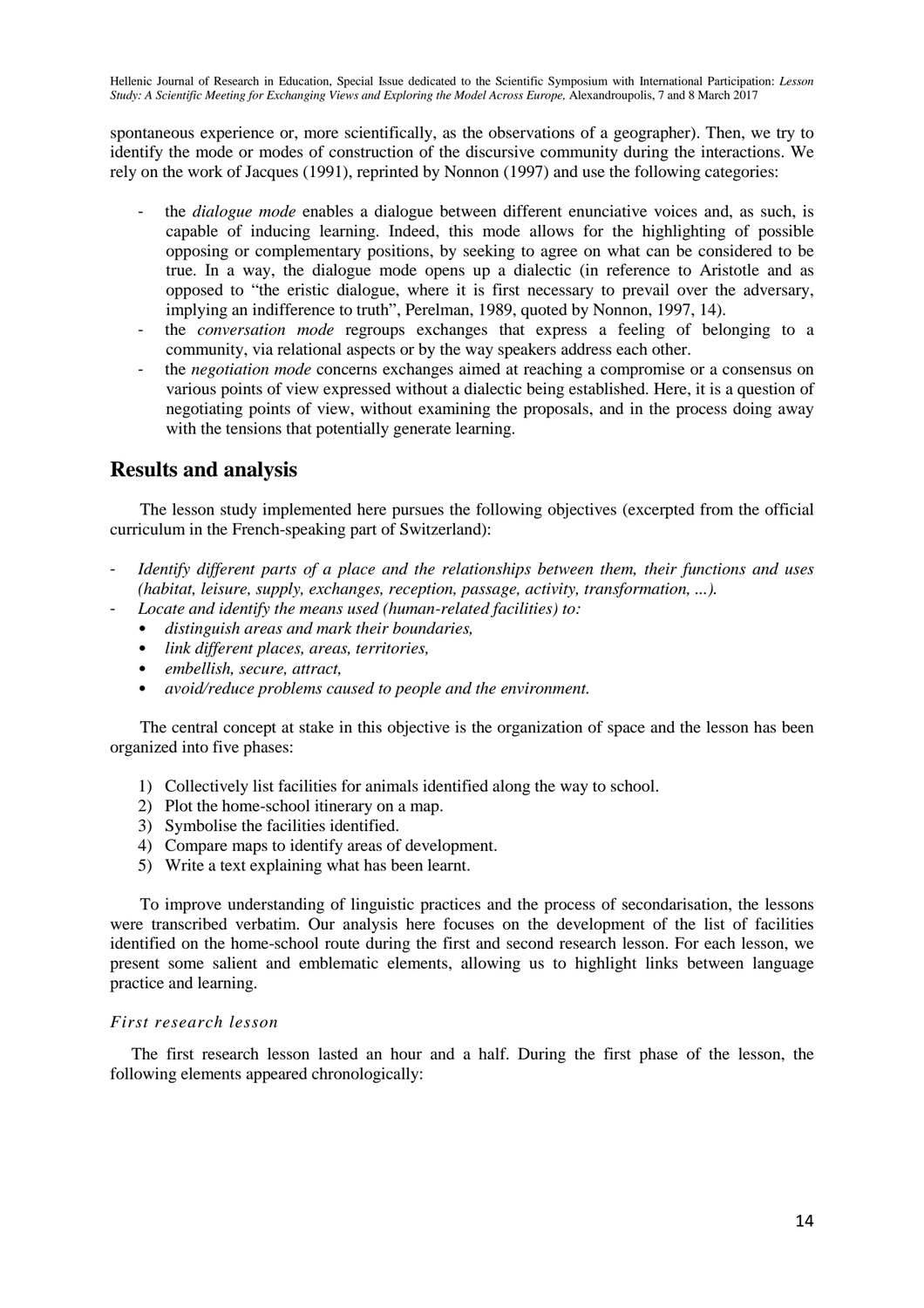spontaneous experience or, more scientifically, as the observations of a geographer). Then, we try to identify the mode or modes of construction of the discursive community during the interactions. We rely on the work of Jacques (1991), reprinted by Nonnon (1997) and use the following categories:

- the *dialogue mode* enables a dialogue between different enunciative voices and, as such, is capable of inducing learning. Indeed, this mode allows for the highlighting of possible opposing or complementary positions, by seeking to agree on what can be considered to be true. In a way, the dialogue mode opens up a dialectic (in reference to Aristotle and as opposed to "the eristic dialogue, where it is first necessary to prevail over the adversary, implying an indifference to truth", Perelman, 1989, quoted by Nonnon, 1997, 14).
- the *conversation mode* regroups exchanges that express a feeling of belonging to a community, via relational aspects or by the way speakers address each other.
- the *negotiation mode* concerns exchanges aimed at reaching a compromise or a consensus on various points of view expressed without a dialectic being established. Here, it is a question of negotiating points of view, without examining the proposals, and in the process doing away with the tensions that potentially generate learning.

## Results and analysis

The lesson study implemented here pursues the following objectives (excerpted from the official curriculum in the French-speaking part of Switzerland):

- *Identify different parts of a place and the relationships between them, their functions and uses (habitat, leisure, supply, exchanges, reception, passage, activity, transformation, ...).*
- *Locate and identify the means used (human-related facilities) to:*
  - *distinguish areas and mark their boundaries,*
  - *link different places, areas, territories,*
  - *embellish, secure, attract,*
  - *avoid/reduce problems caused to people and the environment.*

The central concept at stake in this objective is the organization of space and the lesson has been organized into five phases:

1) Collectively list facilities for animals identified along the way to school.
2) Plot the home-school itinerary on a map.
3) Symbolise the facilities identified.
4) Compare maps to identify areas of development.
5) Write a text explaining what has been learnt.

To improve understanding of linguistic practices and the process of secondarisation, the lessons were transcribed verbatim. Our analysis here focuses on the development of the list of facilities identified on the home-school route during the first and second research lesson. For each lesson, we present some salient and emblematic elements, allowing us to highlight links between language practice and learning.

### *First research lesson*

The first research lesson lasted an hour and a half. During the first phase of the lesson, the following elements appeared chronologically: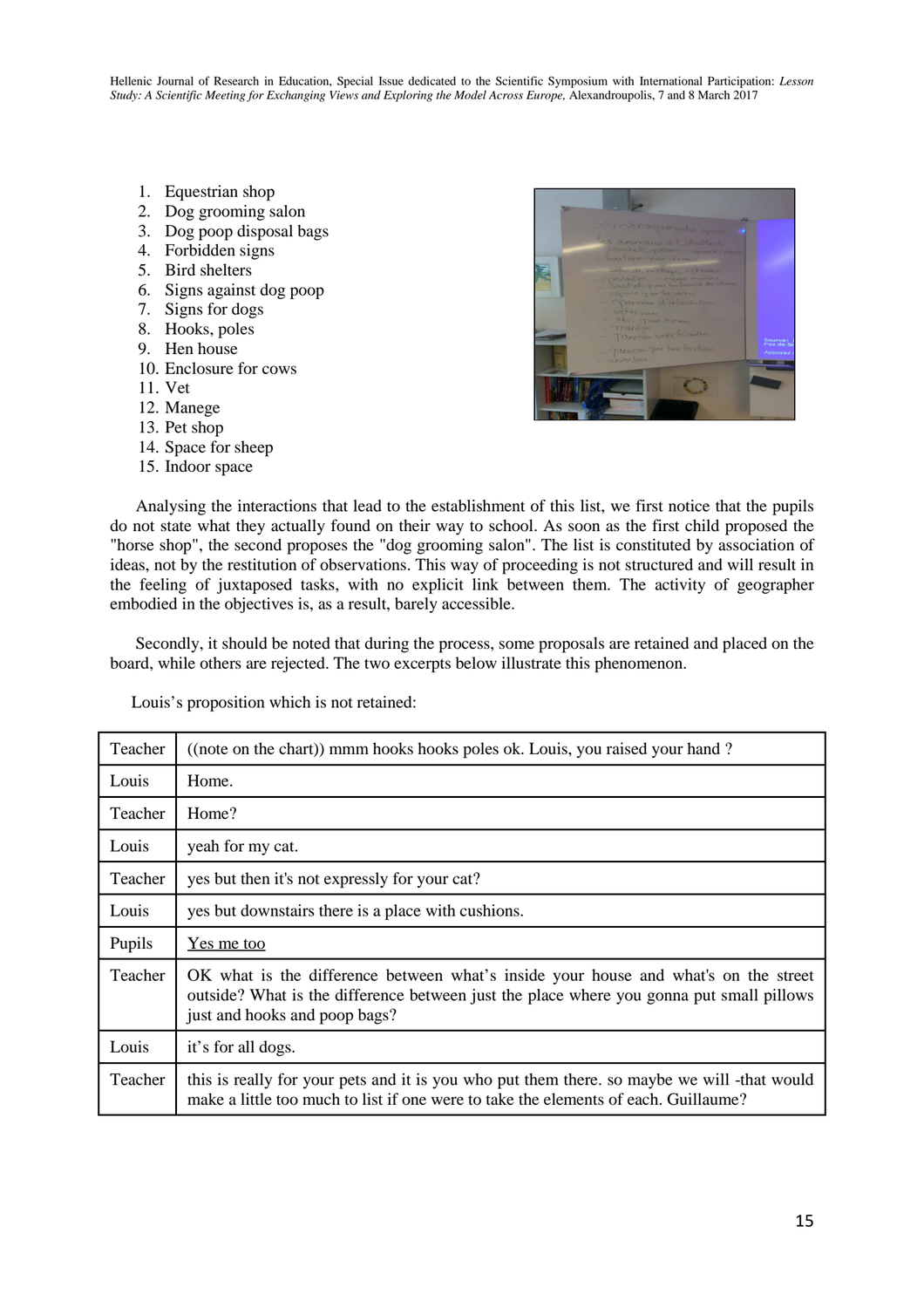1. Equestrian shop
2. Dog grooming salon
3. Dog poop disposal bags
4. Forbidden signs
5. Bird shelters
6. Signs against dog poop
7. Signs for dogs
8. Hooks, poles
9. Hen house
10. Enclosure for cows
11. Vet
12. Manege
13. Pet shop
14. Space for sheep
15. Indoor space

Analysing the interactions that lead to the establishment of this list, we first notice that the pupils do not state what they actually found on their way to school. As soon as the first child proposed the "horse shop", the second proposes the "dog grooming salon". The list is constituted by association of ideas, not by the restitution of observations. This way of proceeding is not structured and will result in the feeling of juxtaposed tasks, with no explicit link between them. The activity of geographer embodied in the objectives is, as a result, barely accessible.

Secondly, it should be noted that during the process, some proposals are retained and placed on the board, while others are rejected. The two excerpts below illustrate this phenomenon.

Louis's proposition which is not retained:

| | |
|---|---|
| Teacher | ((note on the chart)) mmm hooks hooks poles ok. Louis, you raised your hand ? |
| Louis | Home. |
| Teacher | Home? |
| Louis | yeah for my cat. |
| Teacher | yes but then it's not expressly for your cat? |
| Louis | yes but downstairs there is a place with cushions. |
| Pupils | Yes me too |
| Teacher | OK what is the difference between what's inside your house and what's on the street outside? What is the difference between just the place where you gonna put small pillows just and hooks and poop bags? |
| Louis | it's for all dogs. |
| Teacher | this is really for your pets and it is you who put them there. so maybe we will -that would make a little too much to list if one were to take the elements of each. Guillaume? |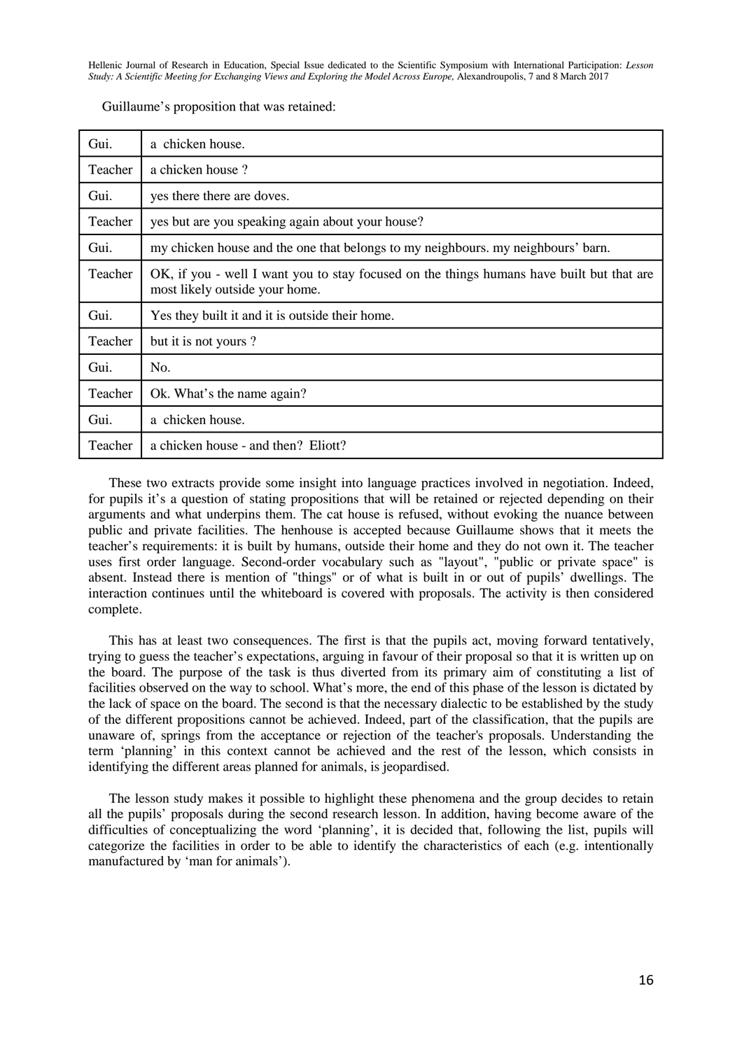Guillaume's proposition that was retained:

| | |
|---|---|
| Gui. | a chicken house. |
| Teacher | a chicken house ? |
| Gui. | yes there there are doves. |
| Teacher | yes but are you speaking again about your house? |
| Gui. | my chicken house and the one that belongs to my neighbours. my neighbours' barn. |
| Teacher | OK, if you - well I want you to stay focused on the things humans have built but that are most likely outside your home. |
| Gui. | Yes they built it and it is outside their home. |
| Teacher | but it is not yours ? |
| Gui. | No. |
| Teacher | Ok. What's the name again? |
| Gui. | a chicken house. |
| Teacher | a chicken house - and then? Eliott? |

These two extracts provide some insight into language practices involved in negotiation. Indeed, for pupils it's a question of stating propositions that will be retained or rejected depending on their arguments and what underpins them. The cat house is refused, without evoking the nuance between public and private facilities. The henhouse is accepted because Guillaume shows that it meets the teacher's requirements: it is built by humans, outside their home and they do not own it. The teacher uses first order language. Second-order vocabulary such as "layout", "public or private space" is absent. Instead there is mention of "things" or of what is built in or out of pupils' dwellings. The interaction continues until the whiteboard is covered with proposals. The activity is then considered complete.

This has at least two consequences. The first is that the pupils act, moving forward tentatively, trying to guess the teacher's expectations, arguing in favour of their proposal so that it is written up on the board. The purpose of the task is thus diverted from its primary aim of constituting a list of facilities observed on the way to school. What's more, the end of this phase of the lesson is dictated by the lack of space on the board. The second is that the necessary dialectic to be established by the study of the different propositions cannot be achieved. Indeed, part of the classification, that the pupils are unaware of, springs from the acceptance or rejection of the teacher's proposals. Understanding the term 'planning' in this context cannot be achieved and the rest of the lesson, which consists in identifying the different areas planned for animals, is jeopardised.

The lesson study makes it possible to highlight these phenomena and the group decides to retain all the pupils' proposals during the second research lesson. In addition, having become aware of the difficulties of conceptualizing the word 'planning', it is decided that, following the list, pupils will categorize the facilities in order to be able to identify the characteristics of each (e.g. intentionally manufactured by 'man for animals').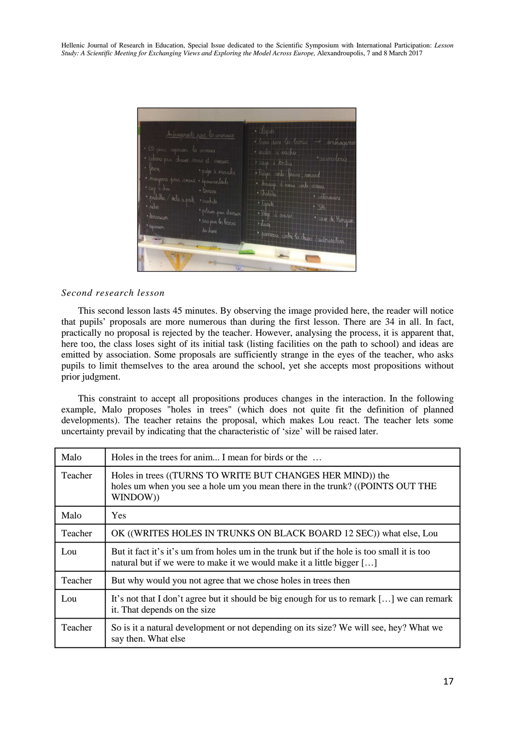### *Second research lesson*

This second lesson lasts 45 minutes. By observing the image provided here, the reader will notice that pupils' proposals are more numerous than during the first lesson. There are 34 in all. In fact, practically no proposal is rejected by the teacher. However, analysing the process, it is apparent that, here too, the class loses sight of its initial task (listing facilities on the path to school) and ideas are emitted by association. Some proposals are sufficiently strange in the eyes of the teacher, who asks pupils to limit themselves to the area around the school, yet she accepts most propositions without prior judgment.

This constraint to accept all propositions produces changes in the interaction. In the following example, Malo proposes "holes in trees" (which does not quite fit the definition of planned developments). The teacher retains the proposal, which makes Lou react. The teacher lets some uncertainty prevail by indicating that the characteristic of 'size' will be raised later.

| | |
|---|---|
| Malo | Holes in the trees for anim... I mean for birds or the … |
| Teacher | Holes in trees ((TURNS TO WRITE BUT CHANGES HER MIND)) the holes um when you see a hole um you mean there in the trunk? ((POINTS OUT THE WINDOW)) |
| Malo | Yes |
| Teacher | OK ((WRITES HOLES IN TRUNKS ON BLACK BOARD 12 SEC)) what else, Lou |
| Lou | But it fact it's it's um from holes um in the trunk but if the hole is too small it is too natural but if we were to make it we would make it a little bigger […] |
| Teacher | But why would you not agree that we chose holes in trees then |
| Lou | It's not that I don't agree but it should be big enough for us to remark […] we can remark it. That depends on the size |
| Teacher | So is it a natural development or not depending on its size? We will see, hey? What we say then. What else |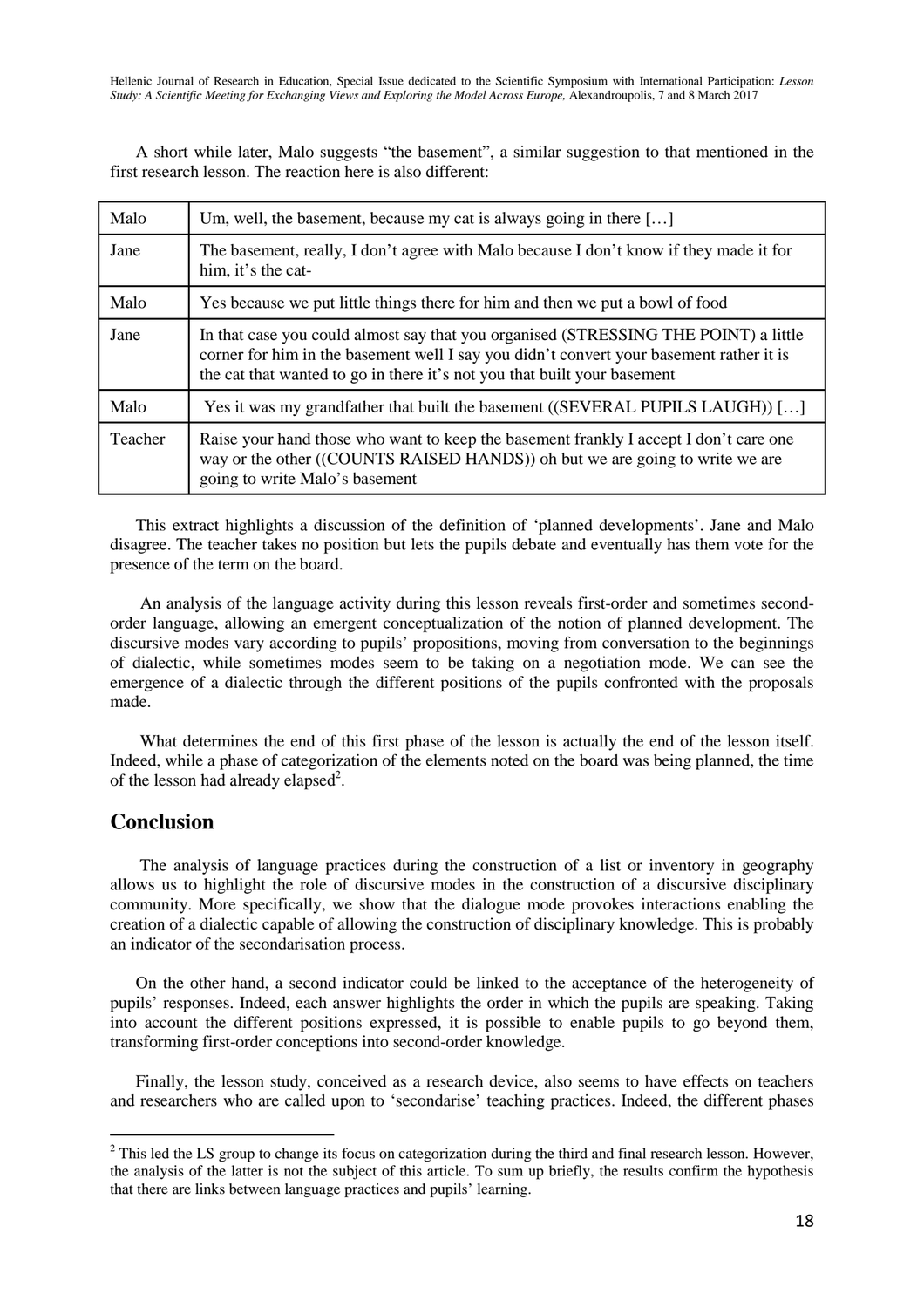A short while later, Malo suggests "the basement", a similar suggestion to that mentioned in the first research lesson. The reaction here is also different:

| | |
|---|---|
| Malo | Um, well, the basement, because my cat is always going in there […] |
| Jane | The basement, really, I don't agree with Malo because I don't know if they made it for him, it's the cat- |
| Malo | Yes because we put little things there for him and then we put a bowl of food |
| Jane | In that case you could almost say that you organised (STRESSING THE POINT) a little corner for him in the basement well I say you didn't convert your basement rather it is the cat that wanted to go in there it's not you that built your basement |
| Malo | Yes it was my grandfather that built the basement ((SEVERAL PUPILS LAUGH)) […] |
| Teacher | Raise your hand those who want to keep the basement frankly I accept I don't care one way or the other ((COUNTS RAISED HANDS)) oh but we are going to write we are going to write Malo's basement |

This extract highlights a discussion of the definition of 'planned developments'. Jane and Malo disagree. The teacher takes no position but lets the pupils debate and eventually has them vote for the presence of the term on the board.

An analysis of the language activity during this lesson reveals first-order and sometimes second-order language, allowing an emergent conceptualization of the notion of planned development. The discursive modes vary according to pupils' propositions, moving from conversation to the beginnings of dialectic, while sometimes modes seem to be taking on a negotiation mode. We can see the emergence of a dialectic through the different positions of the pupils confronted with the proposals made.

What determines the end of this first phase of the lesson is actually the end of the lesson itself. Indeed, while a phase of categorization of the elements noted on the board was being planned, the time of the lesson had already elapsed[2].

## Conclusion

The analysis of language practices during the construction of a list or inventory in geography allows us to highlight the role of discursive modes in the construction of a discursive disciplinary community. More specifically, we show that the dialogue mode provokes interactions enabling the creation of a dialectic capable of allowing the construction of disciplinary knowledge. This is probably an indicator of the secondarisation process.

On the other hand, a second indicator could be linked to the acceptance of the heterogeneity of pupils' responses. Indeed, each answer highlights the order in which the pupils are speaking. Taking into account the different positions expressed, it is possible to enable pupils to go beyond them, transforming first-order conceptions into second-order knowledge.

Finally, the lesson study, conceived as a research device, also seems to have effects on teachers and researchers who are called upon to 'secondarise' teaching practices. Indeed, the different phases

---

[2] This led the LS group to change its focus on categorization during the third and final research lesson. However, the analysis of the latter is not the subject of this article. To sum up briefly, the results confirm the hypothesis that there are links between language practices and pupils' learning.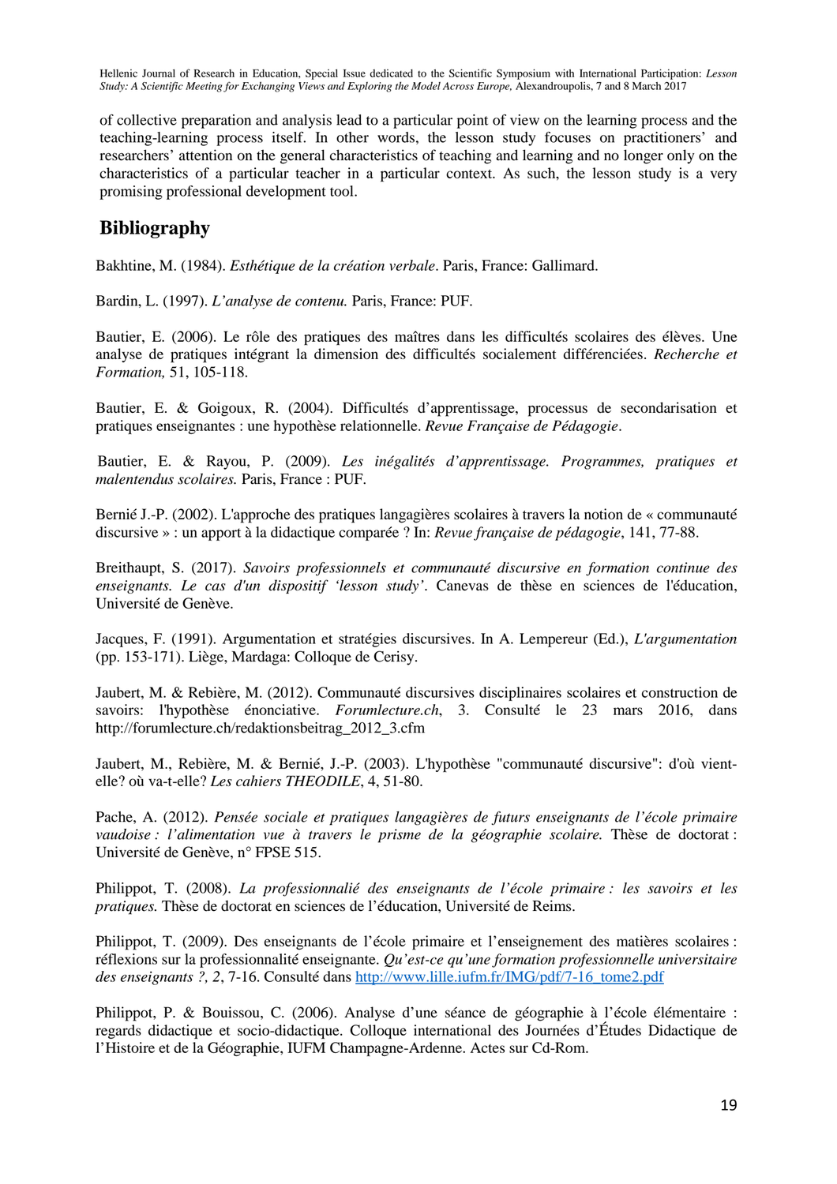of collective preparation and analysis lead to a particular point of view on the learning process and the teaching-learning process itself. In other words, the lesson study focuses on practitioners' and researchers' attention on the general characteristics of teaching and learning and no longer only on the characteristics of a particular teacher in a particular context. As such, the lesson study is a very promising professional development tool.

## Bibliography

Bakhtine, M. (1984). *Esthétique de la création verbale*. Paris, France: Gallimard.

Bardin, L. (1997). *L'analyse de contenu.* Paris, France: PUF.

Bautier, E. (2006). Le rôle des pratiques des maîtres dans les difficultés scolaires des élèves. Une analyse de pratiques intégrant la dimension des difficultés socialement différenciées. *Recherche et Formation,* 51, 105-118.

Bautier, E. & Goigoux, R. (2004). Difficultés d'apprentissage, processus de secondarisation et pratiques enseignantes : une hypothèse relationnelle. *Revue Française de Pédagogie*.

Bautier, E. & Rayou, P. (2009). *Les inégalités d'apprentissage. Programmes, pratiques et malentendus scolaires.* Paris, France : PUF.

Bernié J.-P. (2002). L'approche des pratiques langagières scolaires à travers la notion de « communauté discursive » : un apport à la didactique comparée ? In: *Revue française de pédagogie*, 141, 77-88.

Breithaupt, S. (2017). *Savoirs professionnels et communauté discursive en formation continue des enseignants. Le cas d'un dispositif 'lesson study'*. Canevas de thèse en sciences de l'éducation, Université de Genève.

Jacques, F. (1991). Argumentation et stratégies discursives. In A. Lempereur (Ed.), *L'argumentation* (pp. 153-171). Liège, Mardaga: Colloque de Cerisy.

Jaubert, M. & Rebière, M. (2012). Communauté discursives disciplinaires scolaires et construction de savoirs: l'hypothèse énonciative. *Forumlecture.ch*, 3. Consulté le 23 mars 2016, dans http://forumlecture.ch/redaktionsbeitrag_2012_3.cfm

Jaubert, M., Rebière, M. & Bernié, J.-P. (2003). L'hypothèse "communauté discursive": d'où vient-elle? où va-t-elle? *Les cahiers THEODILE*, 4, 51-80.

Pache, A. (2012). *Pensée sociale et pratiques langagières de futurs enseignants de l'école primaire vaudoise : l'alimentation vue à travers le prisme de la géographie scolaire.* Thèse de doctorat : Université de Genève, n° FPSE 515.

Philippot, T. (2008). *La professionnalié des enseignants de l'école primaire : les savoirs et les pratiques.* Thèse de doctorat en sciences de l'éducation, Université de Reims.

Philippot, T. (2009). Des enseignants de l'école primaire et l'enseignement des matières scolaires : réflexions sur la professionnalité enseignante. *Qu'est-ce qu'une formation professionnelle universitaire des enseignants ?, 2*, 7-16. Consulté dans http://www.lille.iufm.fr/IMG/pdf/7-16_tome2.pdf

Philippot, P. & Bouissou, C. (2006). Analyse d'une séance de géographie à l'école élémentaire : regards didactique et socio-didactique. Colloque international des Journées d'Études Didactique de l'Histoire et de la Géographie, IUFM Champagne-Ardenne. Actes sur Cd-Rom.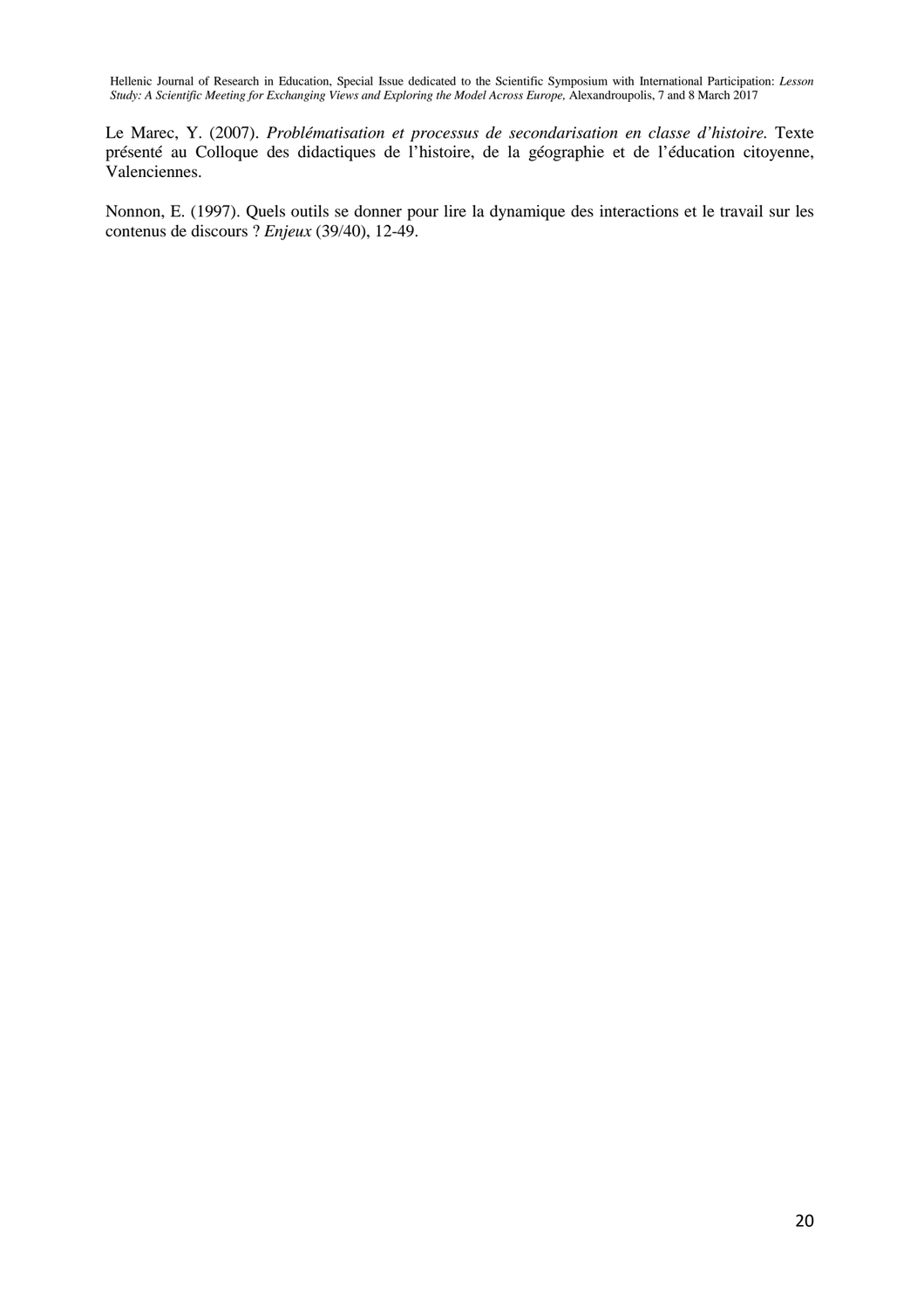Le Marec, Y. (2007). *Problématisation et processus de secondarisation en classe d'histoire.* Texte présenté au Colloque des didactiques de l'histoire, de la géographie et de l'éducation citoyenne, Valenciennes.

Nonnon, E. (1997). Quels outils se donner pour lire la dynamique des interactions et le travail sur les contenus de discours ? *Enjeux* (39/40), 12-49.